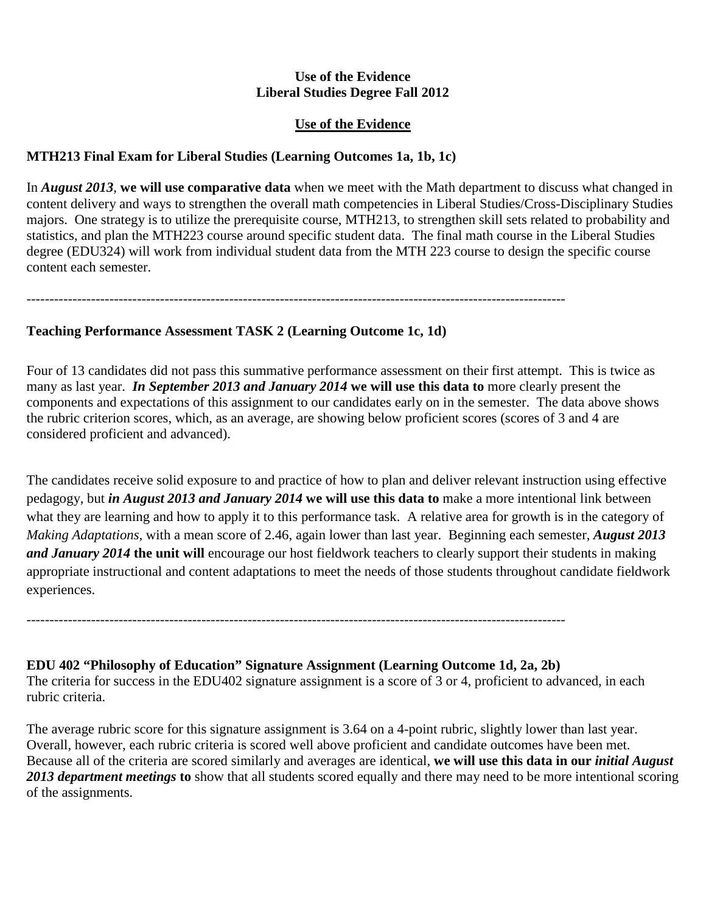**Use of the Evidence**
**Liberal Studies Degree Fall 2012**

## <u>Use of the Evidence</u>

### MTH213 Final Exam for Liberal Studies (Learning Outcomes 1a, 1b, 1c)

In ***August 2013***, **we will use comparative data** when we meet with the Math department to discuss what changed in content delivery and ways to strengthen the overall math competencies in Liberal Studies/Cross-Disciplinary Studies majors. One strategy is to utilize the prerequisite course, MTH213, to strengthen skill sets related to probability and statistics, and plan the MTH223 course around specific student data. The final math course in the Liberal Studies degree (EDU324) will work from individual student data from the MTH 223 course to design the specific course content each semester.

---

### Teaching Performance Assessment TASK 2 (Learning Outcome 1c, 1d)

Four of 13 candidates did not pass this summative performance assessment on their first attempt. This is twice as many as last year. ***In September 2013 and January 2014*** **we will use this data to** more clearly present the components and expectations of this assignment to our candidates early on in the semester. The data above shows the rubric criterion scores, which, as an average, are showing below proficient scores (scores of 3 and 4 are considered proficient and advanced).

The candidates receive solid exposure to and practice of how to plan and deliver relevant instruction using effective pedagogy, but ***in August 2013 and January 2014*** **we will use this data to** make a more intentional link between what they are learning and how to apply it to this performance task. A relative area for growth is in the category of *Making Adaptations*, with a mean score of 2.46, again lower than last year. Beginning each semester, ***August 2013 and January 2014*** **the unit will** encourage our host fieldwork teachers to clearly support their students in making appropriate instructional and content adaptations to meet the needs of those students throughout candidate fieldwork experiences.

---

### EDU 402 "Philosophy of Education" Signature Assignment (Learning Outcome 1d, 2a, 2b)

The criteria for success in the EDU402 signature assignment is a score of 3 or 4, proficient to advanced, in each rubric criteria.

The average rubric score for this signature assignment is 3.64 on a 4-point rubric, slightly lower than last year. Overall, however, each rubric criteria is scored well above proficient and candidate outcomes have been met. Because all of the criteria are scored similarly and averages are identical, **we will use this data in our *initial August 2013 department meetings* to** show that all students scored equally and there may need to be more intentional scoring of the assignments.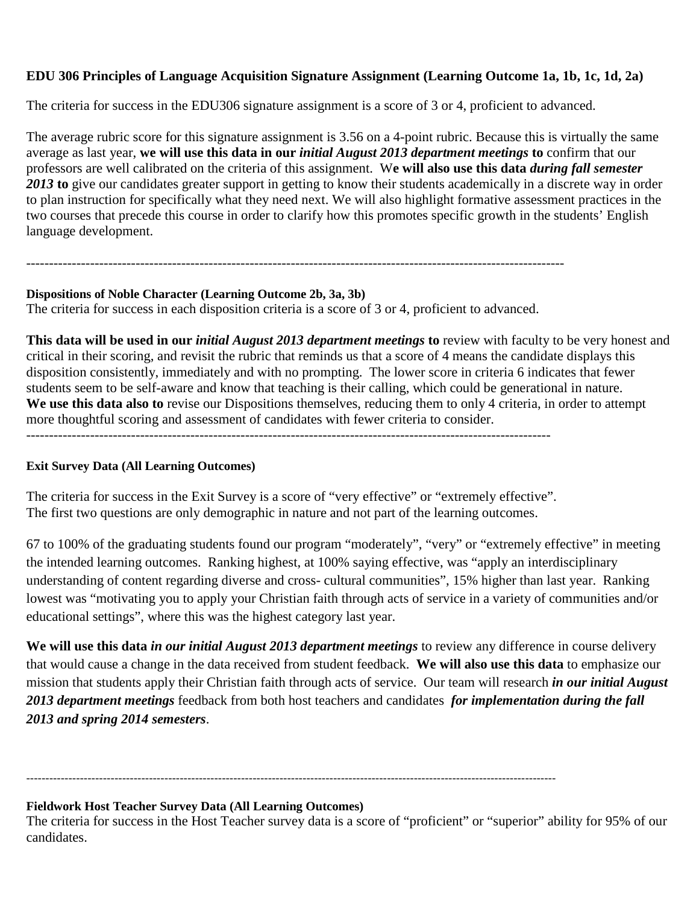**EDU 306 Principles of Language Acquisition Signature Assignment (Learning Outcome 1a, 1b, 1c, 1d, 2a)**

The criteria for success in the EDU306 signature assignment is a score of 3 or 4, proficient to advanced.

The average rubric score for this signature assignment is 3.56 on a 4-point rubric. Because this is virtually the same average as last year, **we will use this data in our *initial August 2013 department meetings* to** confirm that our professors are well calibrated on the criteria of this assignment. W**e will also use this data *during fall semester 2013* to** give our candidates greater support in getting to know their students academically in a discrete way in order to plan instruction for specifically what they need next. We will also highlight formative assessment practices in the two courses that precede this course in order to clarify how this promotes specific growth in the students' English language development.

---

**Dispositions of Noble Character (Learning Outcome 2b, 3a, 3b)**

The criteria for success in each disposition criteria is a score of 3 or 4, proficient to advanced.

**This data will be used in our *initial August 2013 department meetings* to** review with faculty to be very honest and critical in their scoring, and revisit the rubric that reminds us that a score of 4 means the candidate displays this disposition consistently, immediately and with no prompting. The lower score in criteria 6 indicates that fewer students seem to be self-aware and know that teaching is their calling, which could be generational in nature. **We use this data also to** revise our Dispositions themselves, reducing them to only 4 criteria, in order to attempt more thoughtful scoring and assessment of candidates with fewer criteria to consider.

---

**Exit Survey Data (All Learning Outcomes)**

The criteria for success in the Exit Survey is a score of "very effective" or "extremely effective".
The first two questions are only demographic in nature and not part of the learning outcomes.

67 to 100% of the graduating students found our program "moderately", "very" or "extremely effective" in meeting the intended learning outcomes. Ranking highest, at 100% saying effective, was "apply an interdisciplinary understanding of content regarding diverse and cross- cultural communities", 15% higher than last year. Ranking lowest was "motivating you to apply your Christian faith through acts of service in a variety of communities and/or educational settings", where this was the highest category last year.

**We will use this data *in our initial August 2013 department meetings*** to review any difference in course delivery that would cause a change in the data received from student feedback. **We will also use this data** to emphasize our mission that students apply their Christian faith through acts of service. Our team will research ***in our initial August 2013 department meetings*** feedback from both host teachers and candidates ***for implementation during the fall 2013 and spring 2014 semesters***.

---

**Fieldwork Host Teacher Survey Data (All Learning Outcomes)**

The criteria for success in the Host Teacher survey data is a score of "proficient" or "superior" ability for 95% of our candidates.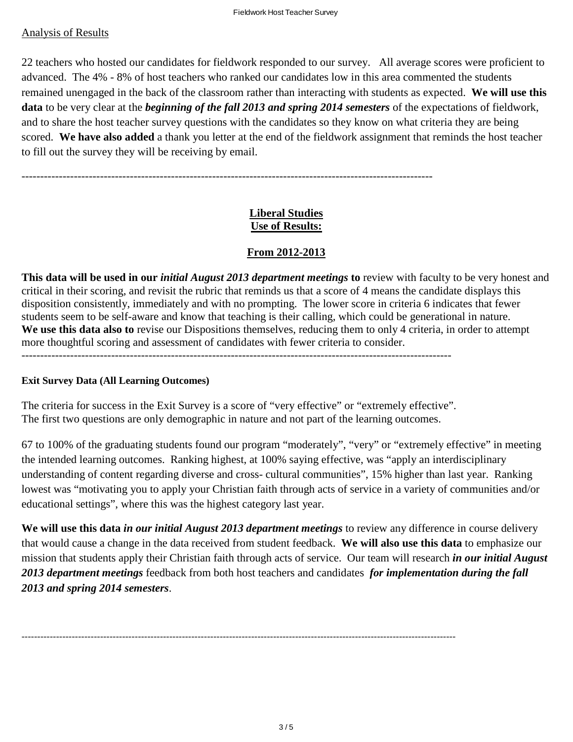Analysis of Results

22 teachers who hosted our candidates for fieldwork responded to our survey. All average scores were proficient to advanced. The 4% - 8% of host teachers who ranked our candidates low in this area commented the students remained unengaged in the back of the classroom rather than interacting with students as expected. **We will use this data** to be very clear at the ***beginning of the fall 2013 and spring 2014 semesters*** of the expectations of fieldwork, and to share the host teacher survey questions with the candidates so they know on what criteria they are being scored. **We have also added** a thank you letter at the end of the fieldwork assignment that reminds the host teacher to fill out the survey they will be receiving by email.

---

**Liberal Studies**
**Use of Results:**

**From 2012-2013**

**This data will be used in our *initial August 2013 department meetings* to** review with faculty to be very honest and critical in their scoring, and revisit the rubric that reminds us that a score of 4 means the candidate displays this disposition consistently, immediately and with no prompting. The lower score in criteria 6 indicates that fewer students seem to be self-aware and know that teaching is their calling, which could be generational in nature. **We use this data also to** revise our Dispositions themselves, reducing them to only 4 criteria, in order to attempt more thoughtful scoring and assessment of candidates with fewer criteria to consider.

---

**Exit Survey Data (All Learning Outcomes)**

The criteria for success in the Exit Survey is a score of "very effective" or "extremely effective".
The first two questions are only demographic in nature and not part of the learning outcomes.

67 to 100% of the graduating students found our program "moderately", "very" or "extremely effective" in meeting the intended learning outcomes. Ranking highest, at 100% saying effective, was "apply an interdisciplinary understanding of content regarding diverse and cross- cultural communities", 15% higher than last year. Ranking lowest was "motivating you to apply your Christian faith through acts of service in a variety of communities and/or educational settings", where this was the highest category last year.

**We will use this data *in our initial August 2013 department meetings*** to review any difference in course delivery that would cause a change in the data received from student feedback. **We will also use this data** to emphasize our mission that students apply their Christian faith through acts of service. Our team will research ***in our initial August 2013 department meetings*** feedback from both host teachers and candidates ***for implementation during the fall 2013 and spring 2014 semesters***.

---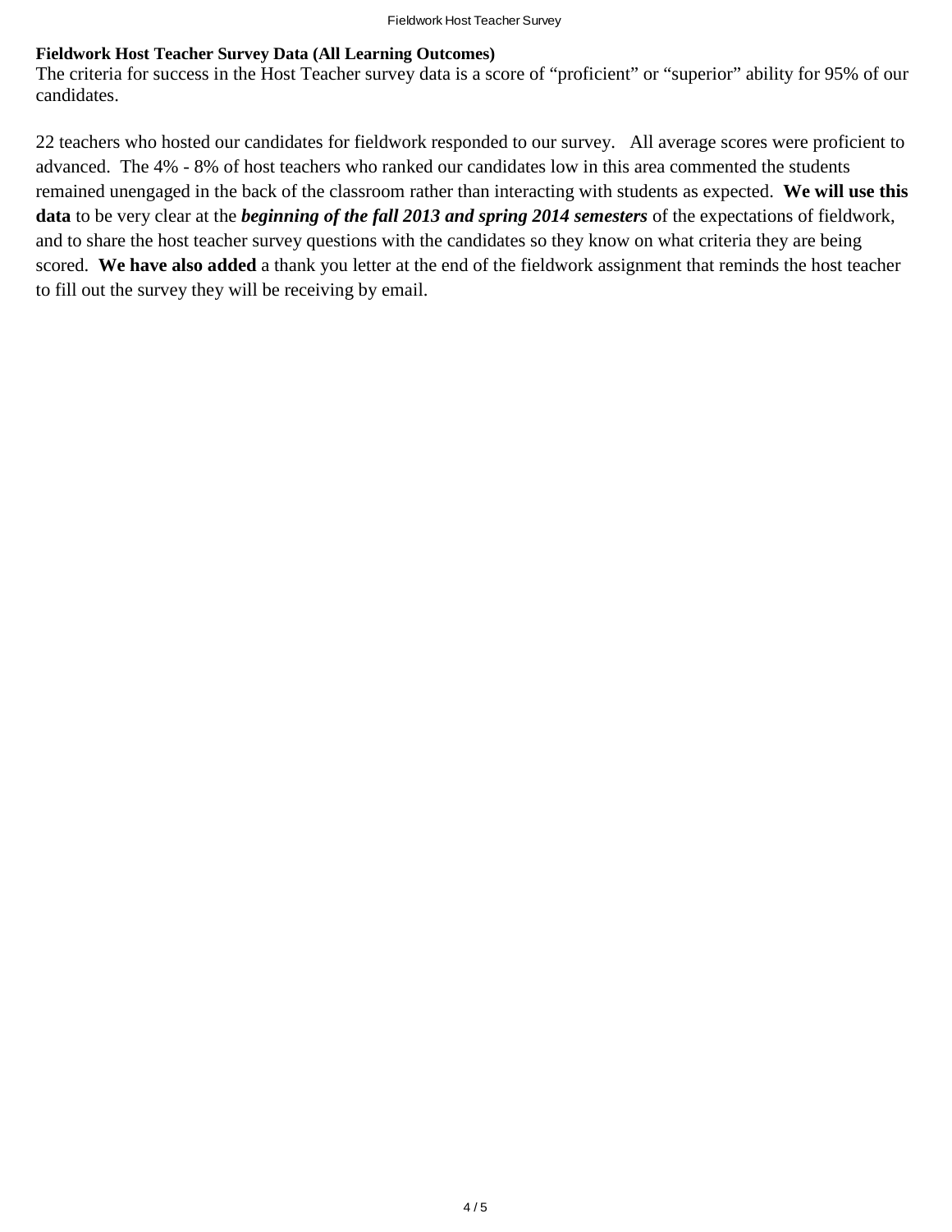**Fieldwork Host Teacher Survey Data (All Learning Outcomes)**

The criteria for success in the Host Teacher survey data is a score of “proficient” or “superior” ability for 95% of our candidates.

22 teachers who hosted our candidates for fieldwork responded to our survey. All average scores were proficient to advanced. The 4% - 8% of host teachers who ranked our candidates low in this area commented the students remained unengaged in the back of the classroom rather than interacting with students as expected. **We will use this data** to be very clear at the ***beginning of the fall 2013 and spring 2014 semesters*** of the expectations of fieldwork, and to share the host teacher survey questions with the candidates so they know on what criteria they are being scored. **We have also added** a thank you letter at the end of the fieldwork assignment that reminds the host teacher to fill out the survey they will be receiving by email.